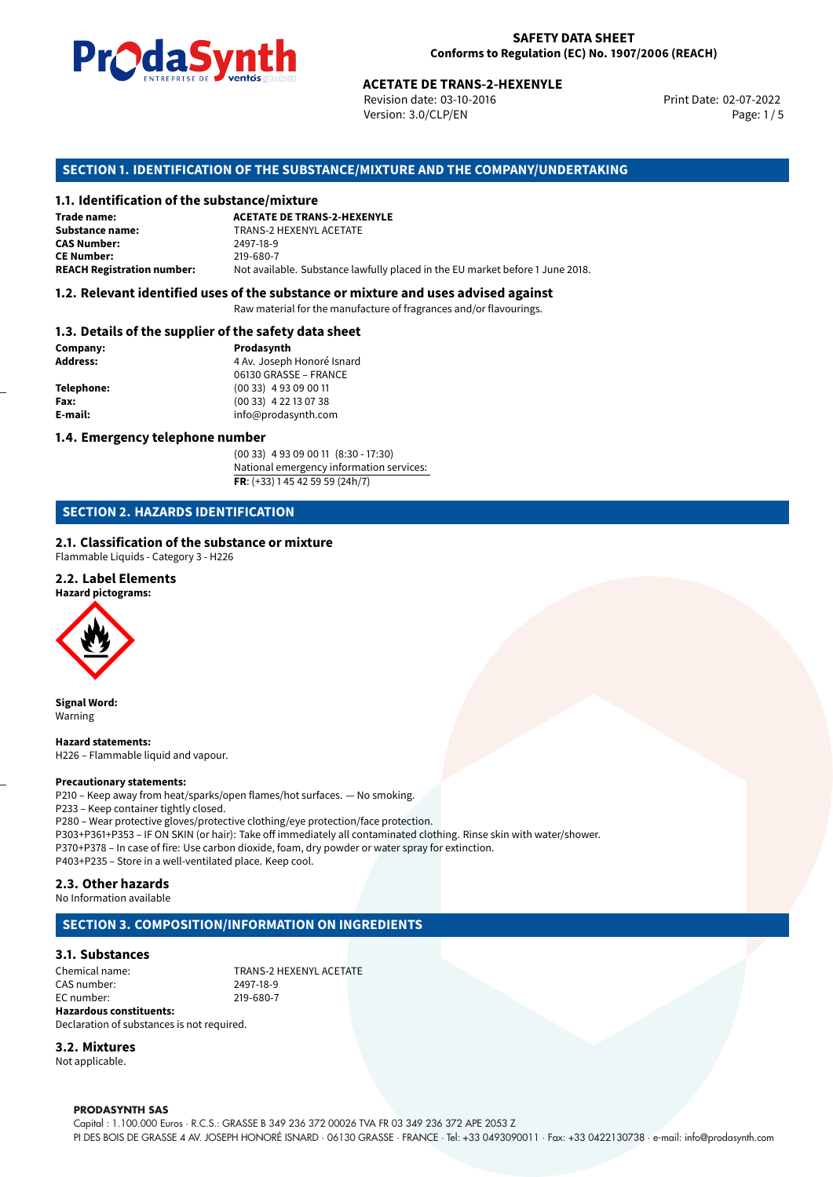# SAFETY DATA SHEET
Conforms to Regulation (EC) No. 1907/2006 (REACH)

**ACETATE DE TRANS-2-HEXENYLE**

Revision date: 03-10-2016
Version: 3.0/CLP/EN
Print Date: 02-07-2022

## SECTION 1. IDENTIFICATION OF THE SUBSTANCE/MIXTURE AND THE COMPANY/UNDERTAKING

### 1.1. Identification of the substance/mixture

| | |
|---|---|
| **Trade name:** | **ACETATE DE TRANS-2-HEXENYLE** |
| **Substance name:** | TRANS-2 HEXENYL ACETATE |
| **CAS Number:** | 2497-18-9 |
| **CE Number:** | 219-680-7 |
| **REACH Registration number:** | Not available. Substance lawfully placed in the EU market before 1 June 2018. |

### 1.2. Relevant identified uses of the substance or mixture and uses advised against

Raw material for the manufacture of fragrances and/or flavourings.

### 1.3. Details of the supplier of the safety data sheet

| | |
|---|---|
| **Company:** | **Prodasynth** |
| **Address:** | 4 Av. Joseph Honoré Isnard<br>06130 GRASSE – FRANCE |
| **Telephone:** | (00 33) 4 93 09 00 11 |
| **Fax:** | (00 33) 4 22 13 07 38 |
| **E-mail:** | info@prodasynth.com |

### 1.4. Emergency telephone number

(00 33) 4 93 09 00 11 (8:30 - 17:30)
National emergency information services:
**FR**: (+33) 1 45 42 59 59 (24h/7)

## SECTION 2. HAZARDS IDENTIFICATION

### 2.1. Classification of the substance or mixture

Flammable Liquids - Category 3 - H226

### 2.2. Label Elements

**Hazard pictograms:**

**Signal Word:**
Warning

**Hazard statements:**
H226 – Flammable liquid and vapour.

**Precautionary statements:**
P210 – Keep away from heat/sparks/open flames/hot surfaces. — No smoking.
P233 – Keep container tightly closed.
P280 – Wear protective gloves/protective clothing/eye protection/face protection.
P303+P361+P353 – IF ON SKIN (or hair): Take off immediately all contaminated clothing. Rinse skin with water/shower.
P370+P378 – In case of fire: Use carbon dioxide, foam, dry powder or water spray for extinction.
P403+P235 – Store in a well-ventilated place. Keep cool.

### 2.3. Other hazards

No Information available

## SECTION 3. COMPOSITION/INFORMATION ON INGREDIENTS

### 3.1. Substances

| | |
|---|---|
| Chemical name: | TRANS-2 HEXENYL ACETATE |
| CAS number: | 2497-18-9 |
| EC number: | 219-680-7 |

**Hazardous constituents:**
Declaration of substances is not required.

### 3.2. Mixtures

Not applicable.

**PRODASYNTH SAS**
Capital : 1.100.000 Euros · R.C.S.: GRASSE B 349 236 372 00026 TVA FR 03 349 236 372 APE 2053 Z
PI DES BOIS DE GRASSE 4 AV. JOSEPH HONORÉ ISNARD · 06130 GRASSE · FRANCE · Tel: +33 0493090011 · Fax: +33 0422130738 · e-mail: info@prodasynth.com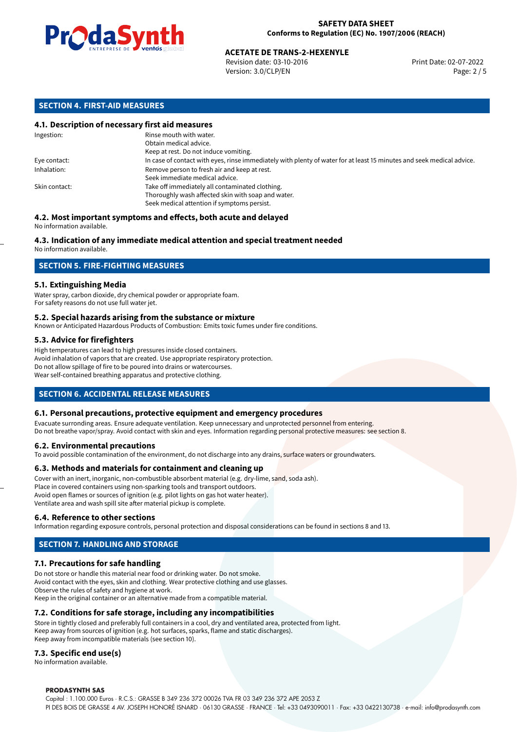## SECTION 4. FIRST-AID MEASURES

### 4.1. Description of necessary first aid measures

| | |
|---|---|
| Ingestion: | Rinse mouth with water.<br>Obtain medical advice.<br>Keep at rest. Do not induce vomiting. |
| Eye contact: | In case of contact with eyes, rinse immediately with plenty of water for at least 15 minutes and seek medical advice. |
| Inhalation: | Remove person to fresh air and keep at rest.<br>Seek immediate medical advice. |
| Skin contact: | Take off immediately all contaminated clothing.<br>Thoroughly wash affected skin with soap and water.<br>Seek medical attention if symptoms persist. |

### 4.2. Most important symptoms and effects, both acute and delayed

No information available.

### 4.3. Indication of any immediate medical attention and special treatment needed

No information available.

## SECTION 5. FIRE-FIGHTING MEASURES

### 5.1. Extinguishing Media

Water spray, carbon dioxide, dry chemical powder or appropriate foam.
For safety reasons do not use full water jet.

### 5.2. Special hazards arising from the substance or mixture

Known or Anticipated Hazardous Products of Combustion: Emits toxic fumes under fire conditions.

### 5.3. Advice for firefighters

High temperatures can lead to high pressures inside closed containers.
Avoid inhalation of vapors that are created. Use appropriate respiratory protection.
Do not allow spillage of fire to be poured into drains or watercourses.
Wear self-contained breathing apparatus and protective clothing.

## SECTION 6. ACCIDENTAL RELEASE MEASURES

### 6.1. Personal precautions, protective equipment and emergency procedures

Evacuate surronding areas. Ensure adequate ventilation. Keep unnecessary and unprotected personnel from entering.
Do not breathe vapor/spray. Avoid contact with skin and eyes. Information regarding personal protective measures: see section 8.

### 6.2. Environmental precautions

To avoid possible contamination of the environment, do not discharge into any drains, surface waters or groundwaters.

### 6.3. Methods and materials for containment and cleaning up

Cover with an inert, inorganic, non-combustible absorbent material (e.g. dry-lime, sand, soda ash).
Place in covered containers using non-sparking tools and transport outdoors.
Avoid open flames or sources of ignition (e.g. pilot lights on gas hot water heater).
Ventilate area and wash spill site after material pickup is complete.

### 6.4. Reference to other sections

Information regarding exposure controls, personal protection and disposal considerations can be found in sections 8 and 13.

## SECTION 7. HANDLING AND STORAGE

### 7.1. Precautions for safe handling

Do not store or handle this material near food or drinking water. Do not smoke.
Avoid contact with the eyes, skin and clothing. Wear protective clothing and use glasses.
Observe the rules of safety and hygiene at work.
Keep in the original container or an alternative made from a compatible material.

### 7.2. Conditions for safe storage, including any incompatibilities

Store in tightly closed and preferably full containers in a cool, dry and ventilated area, protected from light.
Keep away from sources of ignition (e.g. hot surfaces, sparks, flame and static discharges).
Keep away from incompatible materials (see section 10).

### 7.3. Specific end use(s)

No information available.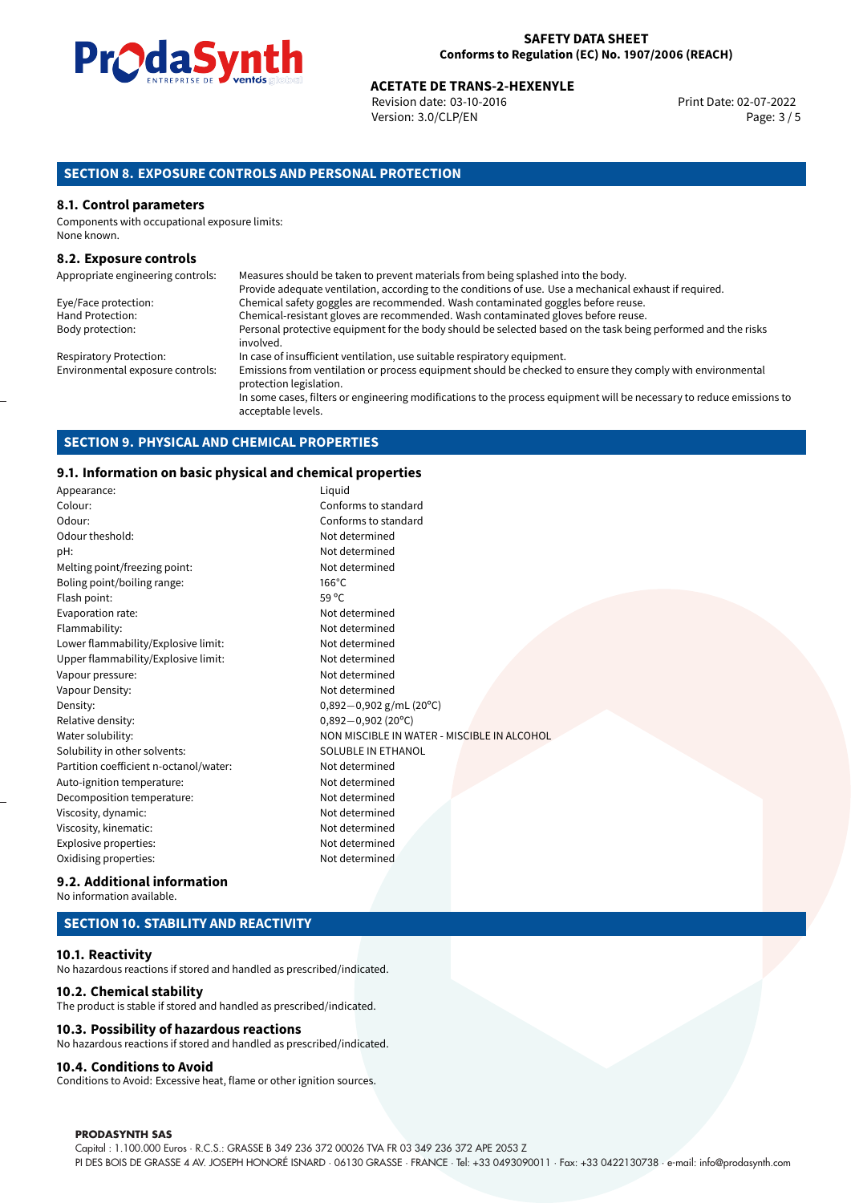## SECTION 8. EXPOSURE CONTROLS AND PERSONAL PROTECTION

### 8.1. Control parameters

Components with occupational exposure limits:
None known.

### 8.2. Exposure controls

| | |
|---|---|
| Appropriate engineering controls: | Measures should be taken to prevent materials from being splashed into the body. Provide adequate ventilation, according to the conditions of use. Use a mechanical exhaust if required. |
| Eye/Face protection: | Chemical safety goggles are recommended. Wash contaminated goggles before reuse. |
| Hand Protection: | Chemical-resistant gloves are recommended. Wash contaminated gloves before reuse. |
| Body protection: | Personal protective equipment for the body should be selected based on the task being performed and the risks involved. |
| Respiratory Protection: | In case of insufficient ventilation, use suitable respiratory equipment. |
| Environmental exposure controls: | Emissions from ventilation or process equipment should be checked to ensure they comply with environmental protection legislation. In some cases, filters or engineering modifications to the process equipment will be necessary to reduce emissions to acceptable levels. |

## SECTION 9. PHYSICAL AND CHEMICAL PROPERTIES

### 9.1. Information on basic physical and chemical properties

| | |
|---|---|
| Appearance: | Liquid |
| Colour: | Conforms to standard |
| Odour: | Conforms to standard |
| Odour theshold: | Not determined |
| pH: | Not determined |
| Melting point/freezing point: | Not determined |
| Boling point/boiling range: | 166°C |
| Flash point: | 59 °C |
| Evaporation rate: | Not determined |
| Flammability: | Not determined |
| Lower flammability/Explosive limit: | Not determined |
| Upper flammability/Explosive limit: | Not determined |
| Vapour pressure: | Not determined |
| Vapour Density: | Not determined |
| Density: | 0,892−0,902 g/mL (20°C) |
| Relative density: | 0,892−0,902 (20°C) |
| Water solubility: | NON MISCIBLE IN WATER - MISCIBLE IN ALCOHOL |
| Solubility in other solvents: | SOLUBLE IN ETHANOL |
| Partition coefficient n-octanol/water: | Not determined |
| Auto-ignition temperature: | Not determined |
| Decomposition temperature: | Not determined |
| Viscosity, dynamic: | Not determined |
| Viscosity, kinematic: | Not determined |
| Explosive properties: | Not determined |
| Oxidising properties: | Not determined |

### 9.2. Additional information

No information available.

## SECTION 10. STABILITY AND REACTIVITY

### 10.1. Reactivity

No hazardous reactions if stored and handled as prescribed/indicated.

### 10.2. Chemical stability

The product is stable if stored and handled as prescribed/indicated.

### 10.3. Possibility of hazardous reactions

No hazardous reactions if stored and handled as prescribed/indicated.

### 10.4. Conditions to Avoid

Conditions to Avoid: Excessive heat, flame or other ignition sources.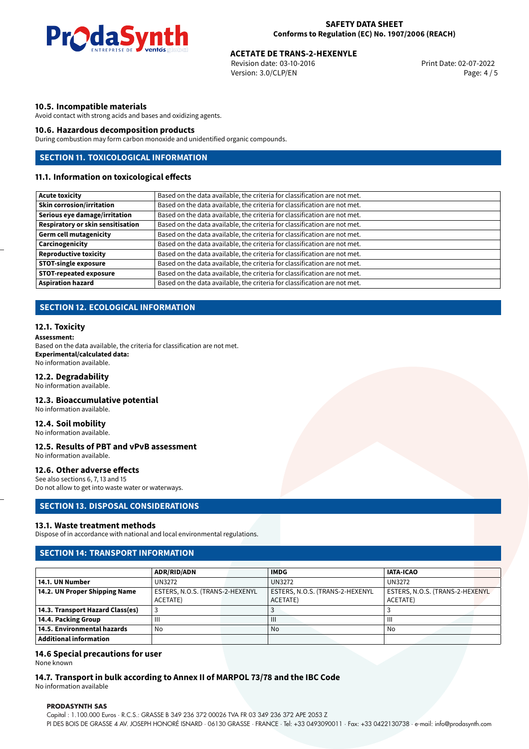### 10.5. Incompatible materials

Avoid contact with strong acids and bases and oxidizing agents.

### 10.6. Hazardous decomposition products

During combustion may form carbon monoxide and unidentified organic compounds.

## SECTION 11. TOXICOLOGICAL INFORMATION

### 11.1. Information on toxicological effects

| | |
|---|---|
| **Acute toxicity** | Based on the data available, the criteria for classification are not met. |
| **Skin corrosion/irritation** | Based on the data available, the criteria for classification are not met. |
| **Serious eye damage/irritation** | Based on the data available, the criteria for classification are not met. |
| **Respiratory or skin sensitisation** | Based on the data available, the criteria for classification are not met. |
| **Germ cell mutagenicity** | Based on the data available, the criteria for classification are not met. |
| **Carcinogenicity** | Based on the data available, the criteria for classification are not met. |
| **Reproductive toxicity** | Based on the data available, the criteria for classification are not met. |
| **STOT-single exposure** | Based on the data available, the criteria for classification are not met. |
| **STOT-repeated exposure** | Based on the data available, the criteria for classification are not met. |
| **Aspiration hazard** | Based on the data available, the criteria for classification are not met. |

## SECTION 12. ECOLOGICAL INFORMATION

### 12.1. Toxicity

**Assessment:**
Based on the data available, the criteria for classification are not met.
**Experimental/calculated data:**
No information available.

### 12.2. Degradability

No information available.

### 12.3. Bioaccumulative potential

No information available.

### 12.4. Soil mobility

No information available.

### 12.5. Results of PBT and vPvB assessment

No information available.

### 12.6. Other adverse effects

See also sections 6, 7, 13 and 15
Do not allow to get into waste water or waterways.

## SECTION 13. DISPOSAL CONSIDERATIONS

### 13.1. Waste treatment methods

Dispose of in accordance with national and local environmental regulations.

## SECTION 14: TRANSPORT INFORMATION

| | ADR/RID/ADN | IMDG | IATA-ICAO |
|---|---|---|---|
| **14.1. UN Number** | UN3272 | UN3272 | UN3272 |
| **14.2. UN Proper Shipping Name** | ESTERS, N.O.S. (TRANS-2-HEXENYL ACETATE) | ESTERS, N.O.S. (TRANS-2-HEXENYL ACETATE) | ESTERS, N.O.S. (TRANS-2-HEXENYL ACETATE) |
| **14.3. Transport Hazard Class(es)** | 3 | 3 | 3 |
| **14.4. Packing Group** | III | III | III |
| **14.5. Environmental hazards** | No | No | No |
| **Additional information** | | | |

### 14.6 Special precautions for user

None known

### 14.7. Transport in bulk according to Annex II of MARPOL 73/78 and the IBC Code

No information available

**PRODASYNTH SAS**
Capital : 1.100.000 Euros · R.C.S.: GRASSE B 349 236 372 00026 TVA FR 03 349 236 372 APE 2053 Z
PI DES BOIS DE GRASSE 4 AV. JOSEPH HONORÉ ISNARD · 06130 GRASSE · FRANCE · Tel: +33 0493090011 · Fax: +33 0422130738 · e-mail: info@prodasynth.com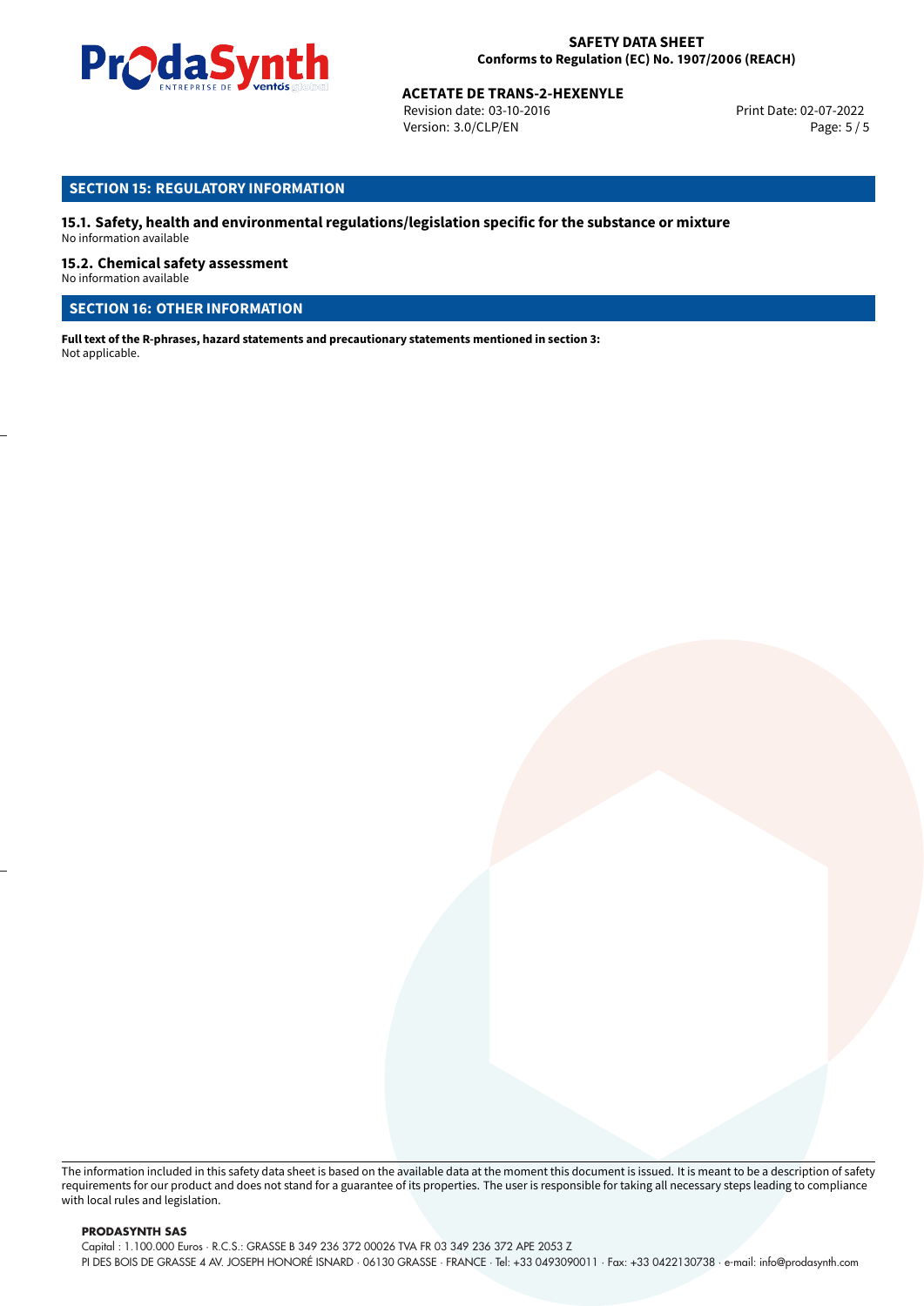## SECTION 15: REGULATORY INFORMATION

### 15.1. Safety, health and environmental regulations/legislation specific for the substance or mixture

No information available

### 15.2. Chemical safety assessment

No information available

## SECTION 16: OTHER INFORMATION

**Full text of the R-phrases, hazard statements and precautionary statements mentioned in section 3:**
Not applicable.

The information included in this safety data sheet is based on the available data at the moment this document is issued. It is meant to be a description of safety requirements for our product and does not stand for a guarantee of its properties. The user is responsible for taking all necessary steps leading to compliance with local rules and legislation.

**PRODASYNTH SAS**
Capital : 1.100.000 Euros · R.C.S.: GRASSE B 349 236 372 00026 TVA FR 03 349 236 372 APE 2053 Z
PI DES BOIS DE GRASSE 4 AV. JOSEPH HONORÉ ISNARD · 06130 GRASSE · FRANCE · Tel: +33 0493090011 · Fax: +33 0422130738 · e-mail: info@prodasynth.com